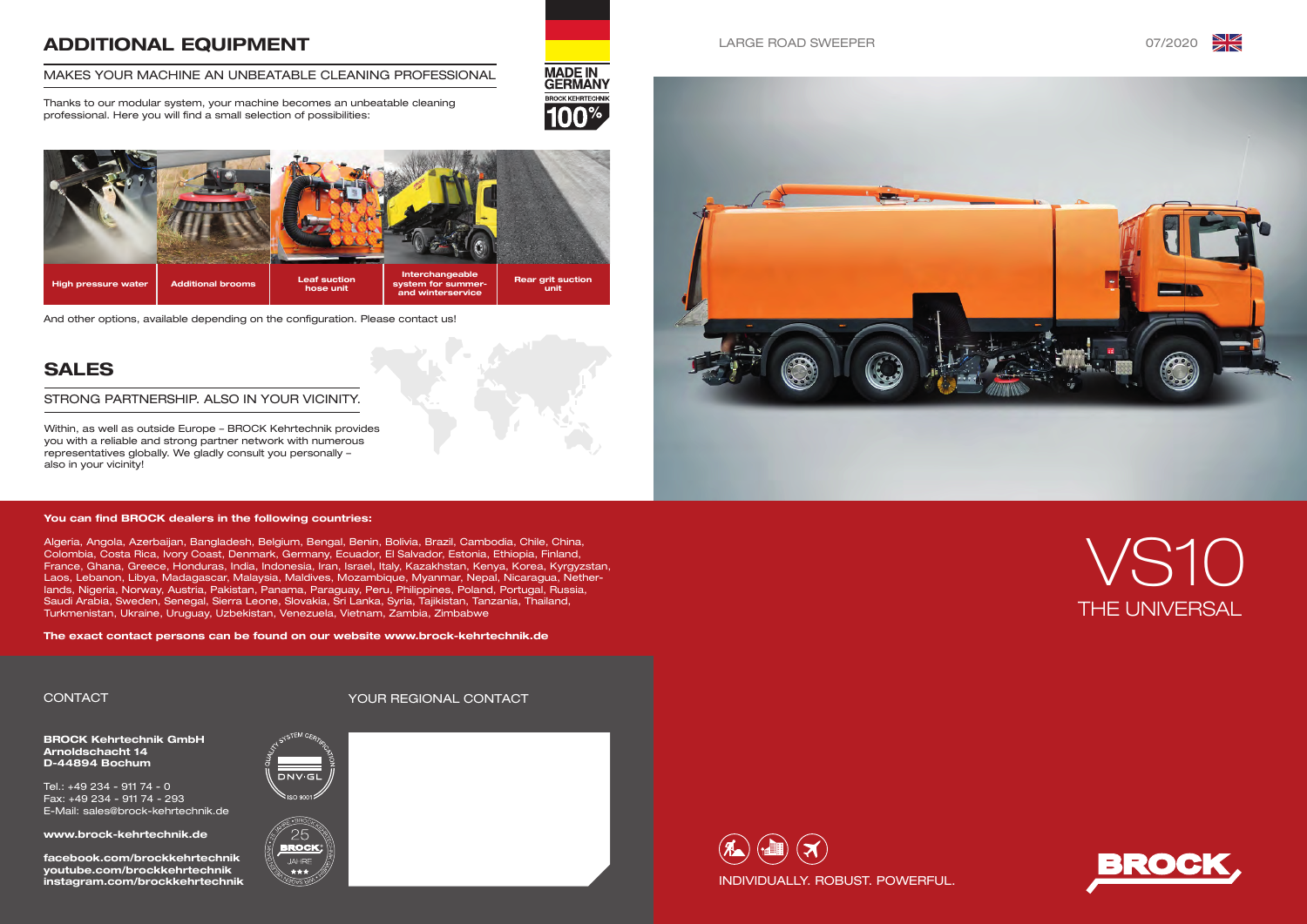## ADDITIONAL EQUIPMENT

MAKES YOUR MACHINE AN UNBEATABLE CLEANING PROFESSIONAL

Thanks to our modular system, your machine becomes an unbeatable cleaning professional. Here you will find a small selection of possibilities:

MADE IN GERMANY
BROCK KEHRTECHNIK 100%

- High pressure water
- Additional brooms
- Leaf suction hose unit
- Interchangeable system for summer- and winterservice
- Rear grit suction unit

And other options, available depending on the configuration. Please contact us!

## SALES

STRONG PARTNERSHIP. ALSO IN YOUR VICINITY.

Within, as well as outside Europe – BROCK Kehrtechnik provides you with a reliable and strong partner network with numerous representatives globally. We gladly consult you personally – also in your vicinity!

**You can find BROCK dealers in the following countries:**

Algeria, Angola, Azerbaijan, Bangladesh, Belgium, Bengal, Benin, Bolivia, Brazil, Cambodia, Chile, China, Colombia, Costa Rica, Ivory Coast, Denmark, Germany, Ecuador, El Salvador, Estonia, Ethiopia, Finland, France, Ghana, Greece, Honduras, India, Indonesia, Iran, Israel, Italy, Kazakhstan, Kenya, Korea, Kyrgyzstan, Laos, Lebanon, Libya, Madagascar, Malaysia, Maldives, Mozambique, Myanmar, Nepal, Nicaragua, Netherlands, Nigeria, Norway, Austria, Pakistan, Panama, Paraguay, Peru, Philippines, Poland, Portugal, Russia, Saudi Arabia, Sweden, Senegal, Sierra Leone, Slovakia, Sri Lanka, Syria, Tajikistan, Tanzania, Thailand, Turkmenistan, Ukraine, Uruguay, Uzbekistan, Venezuela, Vietnam, Zambia, Zimbabwe

**The exact contact persons can be found on our website www.brock-kehrtechnik.de**

CONTACT

**BROCK Kehrtechnik GmbH**
**Arnoldschacht 14**
**D-44894 Bochum**

Tel.: +49 234 - 911 74 - 0
Fax: +49 234 - 911 74 - 293
E-Mail: sales@brock-kehrtechnik.de

**www.brock-kehrtechnik.de**

**facebook.com/brockkehrtechnik**
**youtube.com/brockkehrtechnik**
**instagram.com/brockkehrtechnik**

QUALITY SYSTEM CERTIFICATION DNV·GL ISO 9001

25 JAHRE BROCK

YOUR REGIONAL CONTACT

LARGE ROAD SWEEPER

07/2020

# VS10

THE UNIVERSAL

INDIVIDUALLY. ROBUST. POWERFUL.

BROCK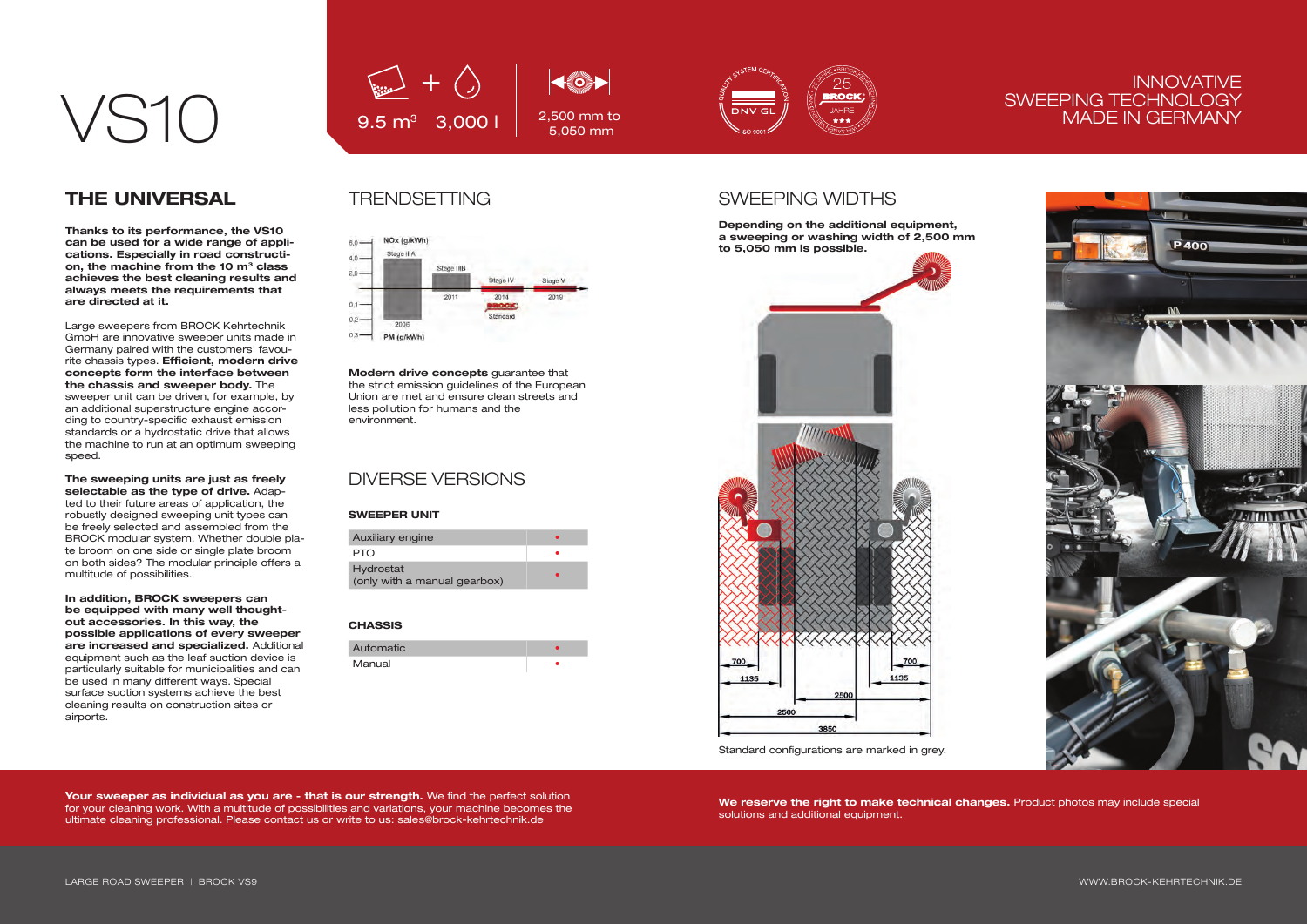# VS10

9.5 m³ + 3,000 l

2,500 mm to 5,050 mm

INNOVATIVE SWEEPING TECHNOLOGY MADE IN GERMANY

## THE UNIVERSAL

**Thanks to its performance, the VS10 can be used for a wide range of applications. Especially in road construction, the machine from the 10 m³ class achieves the best cleaning results and always meets the requirements that are directed at it.**

Large sweepers from BROCK Kehrtechnik GmbH are innovative sweeper units made in Germany paired with the customers' favourite chassis types. **Efficient, modern drive concepts form the interface between the chassis and sweeper body.** The sweeper unit can be driven, for example, by an additional superstructure engine according to country-specific exhaust emission standards or a hydrostatic drive that allows the machine to run at an optimum sweeping speed.

**The sweeping units are just as freely selectable as the type of drive.** Adapted to their future areas of application, the robustly designed sweeping unit types can be freely selected and assembled from the BROCK modular system. Whether double plate broom on one side or single plate broom on both sides? The modular principle offers a multitude of possibilities.

**In addition, BROCK sweepers can be equipped with many well thought-out accessories. In this way, the possible applications of every sweeper are increased and specialized.** Additional equipment such as the leaf suction device is particularly suitable for municipalities and can be used in many different ways. Special surface suction systems achieve the best cleaning results on construction sites or airports.

## TRENDSETTING

NOx (g/kWh)
6,0
4,0
2,0
Stage IIIA
Stage IIIB
Stage IV
Stage V
2006
2011
2014
2019
BROCK Standard
0,1
0,2
0,3
PM (g/kWh)

**Modern drive concepts** guarantee that the strict emission guidelines of the European Union are met and ensure clean streets and less pollution for humans and the environment.

## DIVERSE VERSIONS

### SWEEPER UNIT

| | |
|---|---|
| Auxiliary engine | • |
| PTO | • |
| Hydrostat (only with a manual gearbox) | • |

### CHASSIS

| | |
|---|---|
| Automatic | • |
| Manual | • |

## SWEEPING WIDTHS

**Depending on the additional equipment, a sweeping or washing width of 2,500 mm to 5,050 mm is possible.**

700
700
1135
1135
2500
2500
3850

Standard configurations are marked in grey.

**Your sweeper as individual as you are - that is our strength.** We find the perfect solution for your cleaning work. With a multitude of possibilities and variations, your machine becomes the ultimate cleaning professional. Please contact us or write to us: sales@brock-kehrtechnik.de

**We reserve the right to make technical changes.** Product photos may include special solutions and additional equipment.